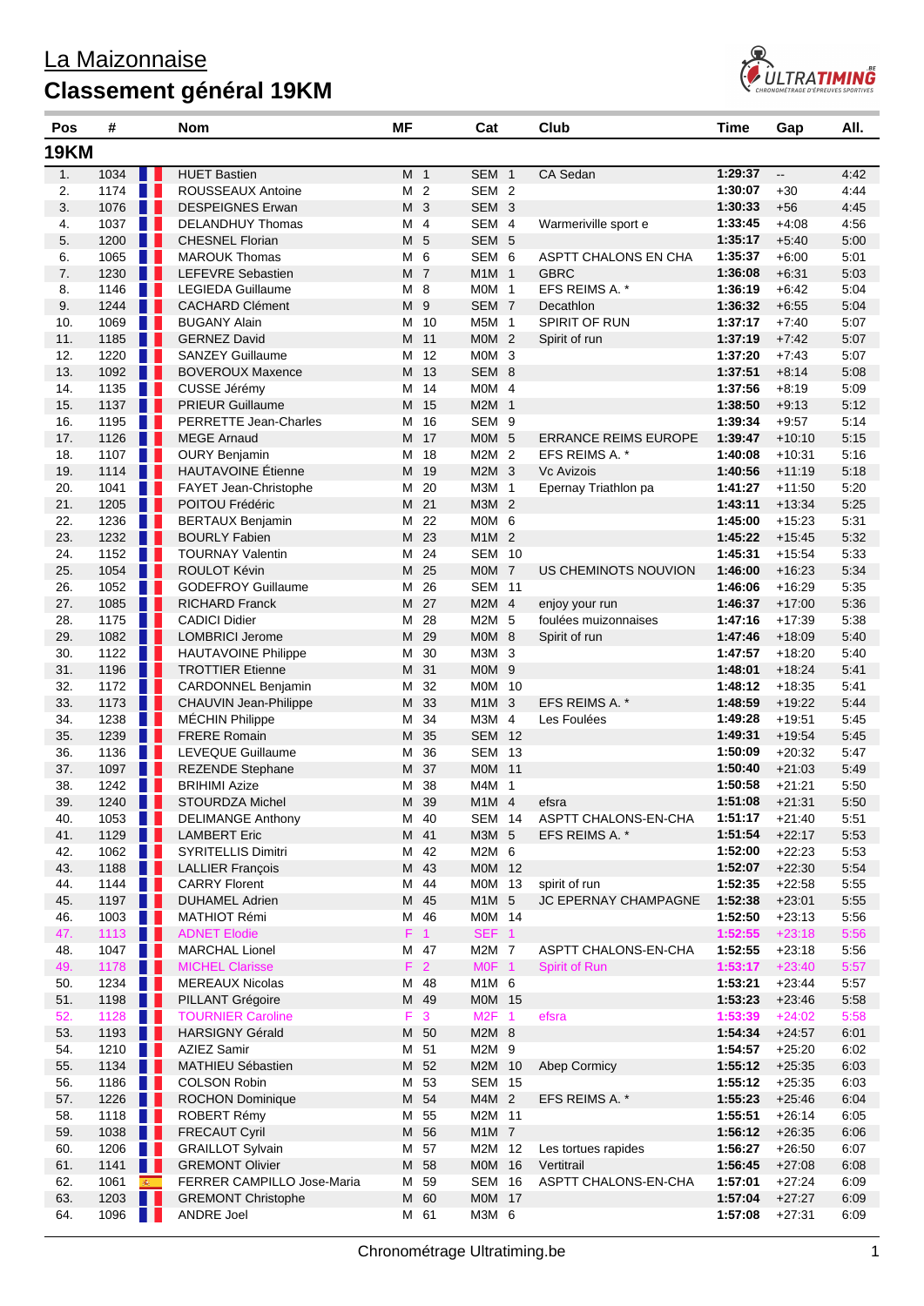# La Maizonnaise

## Classement général 19KM

| Pos | # | | Nom | MF | | Cat | | Club | Time | Gap | All. |
|---|---|---|---|---|---|---|---|---|---|---|---|
| **19KM** | | | | | | | | | | | |
| 1. | 1034 | | HUET Bastien | M | 1 | SEM | 1 | CA Sedan | 1:29:37 | -- | 4:42 |
| 2. | 1174 | | ROUSSEAUX Antoine | M | 2 | SEM | 2 | | 1:30:07 | +30 | 4:44 |
| 3. | 1076 | | DESPEIGNES Erwan | M | 3 | SEM | 3 | | 1:30:33 | +56 | 4:45 |
| 4. | 1037 | | DELANDHUY Thomas | M | 4 | SEM | 4 | Warmeriville sport e | 1:33:45 | +4:08 | 4:56 |
| 5. | 1200 | | CHESNEL Florian | M | 5 | SEM | 5 | | 1:35:17 | +5:40 | 5:00 |
| 6. | 1065 | | MAROUK Thomas | M | 6 | SEM | 6 | ASPTT CHALONS EN CHA | 1:35:37 | +6:00 | 5:01 |
| 7. | 1230 | | LEFEVRE Sebastien | M | 7 | M1M | 1 | GBRC | 1:36:08 | +6:31 | 5:03 |
| 8. | 1146 | | LEGIEDA Guillaume | M | 8 | M0M | 1 | EFS REIMS A. * | 1:36:19 | +6:42 | 5:04 |
| 9. | 1244 | | CACHARD Clément | M | 9 | SEM | 7 | Decathlon | 1:36:32 | +6:55 | 5:04 |
| 10. | 1069 | | BUGANY Alain | M | 10 | M5M | 1 | SPIRIT OF RUN | 1:37:17 | +7:40 | 5:07 |
| 11. | 1185 | | GERNEZ David | M | 11 | M0M | 2 | Spirit of run | 1:37:19 | +7:42 | 5:07 |
| 12. | 1220 | | SANZEY Guillaume | M | 12 | M0M | 3 | | 1:37:20 | +7:43 | 5:07 |
| 13. | 1092 | | BOVEROUX Maxence | M | 13 | SEM | 8 | | 1:37:51 | +8:14 | 5:08 |
| 14. | 1135 | | CUSSE Jérémy | M | 14 | M0M | 4 | | 1:37:56 | +8:19 | 5:09 |
| 15. | 1137 | | PRIEUR Guillaume | M | 15 | M2M | 1 | | 1:38:50 | +9:13 | 5:12 |
| 16. | 1195 | | PERRETTE Jean-Charles | M | 16 | SEM | 9 | | 1:39:34 | +9:57 | 5:14 |
| 17. | 1126 | | MEGE Arnaud | M | 17 | M0M | 5 | ERRANCE REIMS EUROPE | 1:39:47 | +10:10 | 5:15 |
| 18. | 1107 | | OURY Benjamin | M | 18 | M2M | 2 | EFS REIMS A. * | 1:40:08 | +10:31 | 5:16 |
| 19. | 1114 | | HAUTAVOINE Étienne | M | 19 | M2M | 3 | Vc Avizois | 1:40:56 | +11:19 | 5:18 |
| 20. | 1041 | | FAYET Jean-Christophe | M | 20 | M3M | 1 | Epernay Triathlon pa | 1:41:27 | +11:50 | 5:20 |
| 21. | 1205 | | POITOU Frédéric | M | 21 | M3M | 2 | | 1:43:11 | +13:34 | 5:25 |
| 22. | 1236 | | BERTAUX Benjamin | M | 22 | M0M | 6 | | 1:45:00 | +15:23 | 5:31 |
| 23. | 1232 | | BOURLY Fabien | M | 23 | M1M | 2 | | 1:45:22 | +15:45 | 5:32 |
| 24. | 1152 | | TOURNAY Valentin | M | 24 | SEM | 10 | | 1:45:31 | +15:54 | 5:33 |
| 25. | 1054 | | ROULOT Kévin | M | 25 | M0M | 7 | US CHEMINOTS NOUVION | 1:46:00 | +16:23 | 5:34 |
| 26. | 1052 | | GODEFROY Guillaume | M | 26 | SEM | 11 | | 1:46:06 | +16:29 | 5:35 |
| 27. | 1085 | | RICHARD Franck | M | 27 | M2M | 4 | enjoy your run | 1:46:37 | +17:00 | 5:36 |
| 28. | 1175 | | CADICI Didier | M | 28 | M2M | 5 | foulées muizonnaises | 1:47:16 | +17:39 | 5:38 |
| 29. | 1082 | | LOMBRICI Jerome | M | 29 | M0M | 8 | Spirit of run | 1:47:46 | +18:09 | 5:40 |
| 30. | 1122 | | HAUTAVOINE Philippe | M | 30 | M3M | 3 | | 1:47:57 | +18:20 | 5:40 |
| 31. | 1196 | | TROTTIER Etienne | M | 31 | M0M | 9 | | 1:48:01 | +18:24 | 5:41 |
| 32. | 1172 | | CARDONNEL Benjamin | M | 32 | M0M | 10 | | 1:48:12 | +18:35 | 5:41 |
| 33. | 1173 | | CHAUVIN Jean-Philippe | M | 33 | M1M | 3 | EFS REIMS A. * | 1:48:59 | +19:22 | 5:44 |
| 34. | 1238 | | MÉCHIN Philippe | M | 34 | M3M | 4 | Les Foulées | 1:49:28 | +19:51 | 5:45 |
| 35. | 1239 | | FRERE Romain | M | 35 | SEM | 12 | | 1:49:31 | +19:54 | 5:45 |
| 36. | 1136 | | LEVEQUE Guillaume | M | 36 | SEM | 13 | | 1:50:09 | +20:32 | 5:47 |
| 37. | 1097 | | REZENDE Stephane | M | 37 | M0M | 11 | | 1:50:40 | +21:03 | 5:49 |
| 38. | 1242 | | BRIHIMI Azize | M | 38 | M4M | 1 | | 1:50:58 | +21:21 | 5:50 |
| 39. | 1240 | | STOURDZA Michel | M | 39 | M1M | 4 | efsra | 1:51:08 | +21:31 | 5:50 |
| 40. | 1053 | | DELIMANGE Anthony | M | 40 | SEM | 14 | ASPTT CHALONS-EN-CHA | 1:51:17 | +21:40 | 5:51 |
| 41. | 1129 | | LAMBERT Eric | M | 41 | M3M | 5 | EFS REIMS A. * | 1:51:54 | +22:17 | 5:53 |
| 42. | 1062 | | SYRITELLIS Dimitri | M | 42 | M2M | 6 | | 1:52:00 | +22:23 | 5:53 |
| 43. | 1188 | | LALLIER François | M | 43 | M0M | 12 | | 1:52:07 | +22:30 | 5:54 |
| 44. | 1144 | | CARRY Florent | M | 44 | M0M | 13 | spirit of run | 1:52:35 | +22:58 | 5:55 |
| 45. | 1197 | | DUHAMEL Adrien | M | 45 | M1M | 5 | JC EPERNAY CHAMPAGNE | 1:52:38 | +23:01 | 5:55 |
| 46. | 1003 | | MATHIOT Rémi | M | 46 | M0M | 14 | | 1:52:50 | +23:13 | 5:56 |
| 47. | 1113 | | ADNET Elodie | F | 1 | SEF | 1 | | 1:52:55 | +23:18 | 5:56 |
| 48. | 1047 | | MARCHAL Lionel | M | 47 | M2M | 7 | ASPTT CHALONS-EN-CHA | 1:52:55 | +23:18 | 5:56 |
| 49. | 1178 | | MICHEL Clarisse | F | 2 | M0F | 1 | Spirit of Run | 1:53:17 | +23:40 | 5:57 |
| 50. | 1234 | | MEREAUX Nicolas | M | 48 | M1M | 6 | | 1:53:21 | +23:44 | 5:57 |
| 51. | 1198 | | PILLANT Grégoire | M | 49 | M0M | 15 | | 1:53:23 | +23:46 | 5:58 |
| 52. | 1128 | | TOURNIER Caroline | F | 3 | M2F | 1 | efsra | 1:53:39 | +24:02 | 5:58 |
| 53. | 1193 | | HARSIGNY Gérald | M | 50 | M2M | 8 | | 1:54:34 | +24:57 | 6:01 |
| 54. | 1210 | | AZIEZ Samir | M | 51 | M2M | 9 | | 1:54:57 | +25:20 | 6:02 |
| 55. | 1134 | | MATHIEU Sébastien | M | 52 | M2M | 10 | Abep Cormicy | 1:55:12 | +25:35 | 6:03 |
| 56. | 1186 | | COLSON Robin | M | 53 | SEM | 15 | | 1:55:12 | +25:35 | 6:03 |
| 57. | 1226 | | ROCHON Dominique | M | 54 | M4M | 2 | EFS REIMS A. * | 1:55:23 | +25:46 | 6:04 |
| 58. | 1118 | | ROBERT Rémy | M | 55 | M2M | 11 | | 1:55:51 | +26:14 | 6:05 |
| 59. | 1038 | | FRECAUT Cyril | M | 56 | M1M | 7 | | 1:56:12 | +26:35 | 6:06 |
| 60. | 1206 | | GRAILLOT Sylvain | M | 57 | M2M | 12 | Les tortues rapides | 1:56:27 | +26:50 | 6:07 |
| 61. | 1141 | | GREMONT Olivier | M | 58 | M0M | 16 | Vertitrail | 1:56:45 | +27:08 | 6:08 |
| 62. | 1061 | | FERRER CAMPILLO Jose-Maria | M | 59 | SEM | 16 | ASPTT CHALONS-EN-CHA | 1:57:01 | +27:24 | 6:09 |
| 63. | 1203 | | GREMONT Christophe | M | 60 | M0M | 17 | | 1:57:04 | +27:27 | 6:09 |
| 64. | 1096 | | ANDRE Joel | M | 61 | M3M | 6 | | 1:57:08 | +27:31 | 6:09 |

Chronométrage Ultratiming.be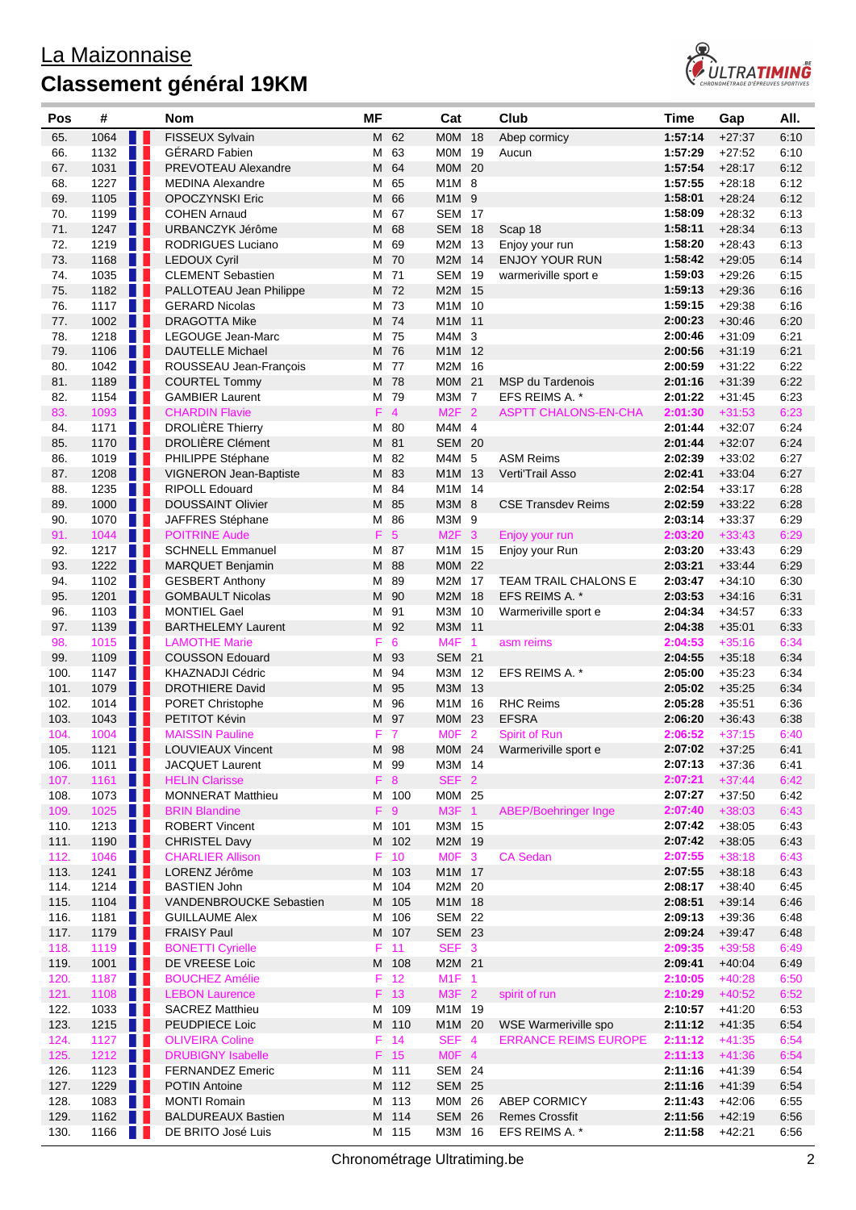## La Maizonnaise

# Classement général 19KM

| Pos | # | | Nom | MF | | Cat | | Club | Time | Gap | All. |
|---|---|---|---|---|---|---|---|---|---|---|---|
| 65. | 1064 | | FISSEUX Sylvain | M | 62 | M0M | 18 | Abep cormicy | 1:57:14 | +27:37 | 6:10 |
| 66. | 1132 | | GÉRARD Fabien | M | 63 | M0M | 19 | Aucun | 1:57:29 | +27:52 | 6:10 |
| 67. | 1031 | | PREVOTEAU Alexandre | M | 64 | M0M | 20 | | 1:57:54 | +28:17 | 6:12 |
| 68. | 1227 | | MEDINA Alexandre | M | 65 | M1M | 8 | | 1:57:55 | +28:18 | 6:12 |
| 69. | 1105 | | OPOCZYNSKI Eric | M | 66 | M1M | 9 | | 1:58:01 | +28:24 | 6:12 |
| 70. | 1199 | | COHEN Arnaud | M | 67 | SEM | 17 | | 1:58:09 | +28:32 | 6:13 |
| 71. | 1247 | | URBANCZYK Jérôme | M | 68 | SEM | 18 | Scap 18 | 1:58:11 | +28:34 | 6:13 |
| 72. | 1219 | | RODRIGUES Luciano | M | 69 | M2M | 13 | Enjoy your run | 1:58:20 | +28:43 | 6:13 |
| 73. | 1168 | | LEDOUX Cyril | M | 70 | M2M | 14 | ENJOY YOUR RUN | 1:58:42 | +29:05 | 6:14 |
| 74. | 1035 | | CLEMENT Sebastien | M | 71 | SEM | 19 | warmeriville sport e | 1:59:03 | +29:26 | 6:15 |
| 75. | 1182 | | PALLOTEAU Jean Philippe | M | 72 | M2M | 15 | | 1:59:13 | +29:36 | 6:16 |
| 76. | 1117 | | GERARD Nicolas | M | 73 | M1M | 10 | | 1:59:15 | +29:38 | 6:16 |
| 77. | 1002 | | DRAGOTTA Mike | M | 74 | M1M | 11 | | 2:00:23 | +30:46 | 6:20 |
| 78. | 1218 | | LEGOUGE Jean-Marc | M | 75 | M4M | 3 | | 2:00:46 | +31:09 | 6:21 |
| 79. | 1106 | | DAUTELLE Michael | M | 76 | M1M | 12 | | 2:00:56 | +31:19 | 6:21 |
| 80. | 1042 | | ROUSSEAU Jean-François | M | 77 | M2M | 16 | | 2:00:59 | +31:22 | 6:22 |
| 81. | 1189 | | COURTEL Tommy | M | 78 | M0M | 21 | MSP du Tardenois | 2:01:16 | +31:39 | 6:22 |
| 82. | 1154 | | GAMBIER Laurent | M | 79 | M3M | 7 | EFS REIMS A. * | 2:01:22 | +31:45 | 6:23 |
| 83. | 1093 | | CHARDIN Flavie | F | 4 | M2F | 2 | ASPTT CHALONS-EN-CHA | 2:01:30 | +31:53 | 6:23 |
| 84. | 1171 | | DROLIÈRE Thierry | M | 80 | M4M | 4 | | 2:01:44 | +32:07 | 6:24 |
| 85. | 1170 | | DROLIÈRE Clément | M | 81 | SEM | 20 | | 2:01:44 | +32:07 | 6:24 |
| 86. | 1019 | | PHILIPPE Stéphane | M | 82 | M4M | 5 | ASM Reims | 2:02:39 | +33:02 | 6:27 |
| 87. | 1208 | | VIGNERON Jean-Baptiste | M | 83 | M1M | 13 | Verti'Trail Asso | 2:02:41 | +33:04 | 6:27 |
| 88. | 1235 | | RIPOLL Edouard | M | 84 | M1M | 14 | | 2:02:54 | +33:17 | 6:28 |
| 89. | 1000 | | DOUSSAINT Olivier | M | 85 | M3M | 8 | CSE Transdev Reims | 2:02:59 | +33:22 | 6:28 |
| 90. | 1070 | | JAFFRES Stéphane | M | 86 | M3M | 9 | | 2:03:14 | +33:37 | 6:29 |
| 91. | 1044 | | POITRINE Aude | F | 5 | M2F | 3 | Enjoy your run | 2:03:20 | +33:43 | 6:29 |
| 92. | 1217 | | SCHNELL Emmanuel | M | 87 | M1M | 15 | Enjoy your Run | 2:03:20 | +33:43 | 6:29 |
| 93. | 1222 | | MARQUET Benjamin | M | 88 | M0M | 22 | | 2:03:21 | +33:44 | 6:29 |
| 94. | 1102 | | GESBERT Anthony | M | 89 | M2M | 17 | TEAM TRAIL CHALONS E | 2:03:47 | +34:10 | 6:30 |
| 95. | 1201 | | GOMBAULT Nicolas | M | 90 | M2M | 18 | EFS REIMS A. * | 2:03:53 | +34:16 | 6:31 |
| 96. | 1103 | | MONTIEL Gael | M | 91 | M3M | 10 | Warmeriville sport e | 2:04:34 | +34:57 | 6:33 |
| 97. | 1139 | | BARTHELEMY Laurent | M | 92 | M3M | 11 | | 2:04:38 | +35:01 | 6:33 |
| 98. | 1015 | | LAMOTHE Marie | F | 6 | M4F | 1 | asm reims | 2:04:53 | +35:16 | 6:34 |
| 99. | 1109 | | COUSSON Edouard | M | 93 | SEM | 21 | | 2:04:55 | +35:18 | 6:34 |
| 100. | 1147 | | KHAZNADJI Cédric | M | 94 | M3M | 12 | EFS REIMS A. * | 2:05:00 | +35:23 | 6:34 |
| 101. | 1079 | | DROTHIERE David | M | 95 | M3M | 13 | | 2:05:02 | +35:25 | 6:34 |
| 102. | 1014 | | PORET Christophe | M | 96 | M1M | 16 | RHC Reims | 2:05:28 | +35:51 | 6:36 |
| 103. | 1043 | | PETITOT Kévin | M | 97 | M0M | 23 | EFSRA | 2:06:20 | +36:43 | 6:38 |
| 104. | 1004 | | MAISSIN Pauline | F | 7 | M0F | 2 | Spirit of Run | 2:06:52 | +37:15 | 6:40 |
| 105. | 1121 | | LOUVIEAUX Vincent | M | 98 | M0M | 24 | Warmeriville sport e | 2:07:02 | +37:25 | 6:41 |
| 106. | 1011 | | JACQUET Laurent | M | 99 | M3M | 14 | | 2:07:13 | +37:36 | 6:41 |
| 107. | 1161 | | HELIN Clarisse | F | 8 | SEF | 2 | | 2:07:21 | +37:44 | 6:42 |
| 108. | 1073 | | MONNERAT Matthieu | M | 100 | M0M | 25 | | 2:07:27 | +37:50 | 6:42 |
| 109. | 1025 | | BRIN Blandine | F | 9 | M3F | 1 | ABEP/Boehringer Inge | 2:07:40 | +38:03 | 6:43 |
| 110. | 1213 | | ROBERT Vincent | M | 101 | M3M | 15 | | 2:07:42 | +38:05 | 6:43 |
| 111. | 1190 | | CHRISTEL Davy | M | 102 | M2M | 19 | | 2:07:42 | +38:05 | 6:43 |
| 112. | 1046 | | CHARLIER Allison | F | 10 | M0F | 3 | CA Sedan | 2:07:55 | +38:18 | 6:43 |
| 113. | 1241 | | LORENZ Jérôme | M | 103 | M1M | 17 | | 2:07:55 | +38:18 | 6:43 |
| 114. | 1214 | | BASTIEN John | M | 104 | M2M | 20 | | 2:08:17 | +38:40 | 6:45 |
| 115. | 1104 | | VANDENBROUCKE Sebastien | M | 105 | M1M | 18 | | 2:08:51 | +39:14 | 6:46 |
| 116. | 1181 | | GUILLAUME Alex | M | 106 | SEM | 22 | | 2:09:13 | +39:36 | 6:48 |
| 117. | 1179 | | FRAISY Paul | M | 107 | SEM | 23 | | 2:09:24 | +39:47 | 6:48 |
| 118. | 1119 | | BONETTI Cyrielle | F | 11 | SEF | 3 | | 2:09:35 | +39:58 | 6:49 |
| 119. | 1001 | | DE VREESE Loic | M | 108 | M2M | 21 | | 2:09:41 | +40:04 | 6:49 |
| 120. | 1187 | | BOUCHEZ Amélie | F | 12 | M1F | 1 | | 2:10:05 | +40:28 | 6:50 |
| 121. | 1108 | | LEBON Laurence | F | 13 | M3F | 2 | spirit of run | 2:10:29 | +40:52 | 6:52 |
| 122. | 1033 | | SACREZ Matthieu | M | 109 | M1M | 19 | | 2:10:57 | +41:20 | 6:53 |
| 123. | 1215 | | PEUDPIECE Loic | M | 110 | M1M | 20 | WSE Warmeriville spo | 2:11:12 | +41:35 | 6:54 |
| 124. | 1127 | | OLIVEIRA Coline | F | 14 | SEF | 4 | ERRANCE REIMS EUROPE | 2:11:12 | +41:35 | 6:54 |
| 125. | 1212 | | DRUBIGNY Isabelle | F | 15 | M0F | 4 | | 2:11:13 | +41:36 | 6:54 |
| 126. | 1123 | | FERNANDEZ Emeric | M | 111 | SEM | 24 | | 2:11:16 | +41:39 | 6:54 |
| 127. | 1229 | | POTIN Antoine | M | 112 | SEM | 25 | | 2:11:16 | +41:39 | 6:54 |
| 128. | 1083 | | MONTI Romain | M | 113 | M0M | 26 | ABEP CORMICY | 2:11:43 | +42:06 | 6:55 |
| 129. | 1162 | | BALDUREAUX Bastien | M | 114 | SEM | 26 | Remes Crossfit | 2:11:56 | +42:19 | 6:56 |
| 130. | 1166 | | DE BRITO José Luis | M | 115 | M3M | 16 | EFS REIMS A. * | 2:11:58 | +42:21 | 6:56 |

Chronométrage Ultratiming.be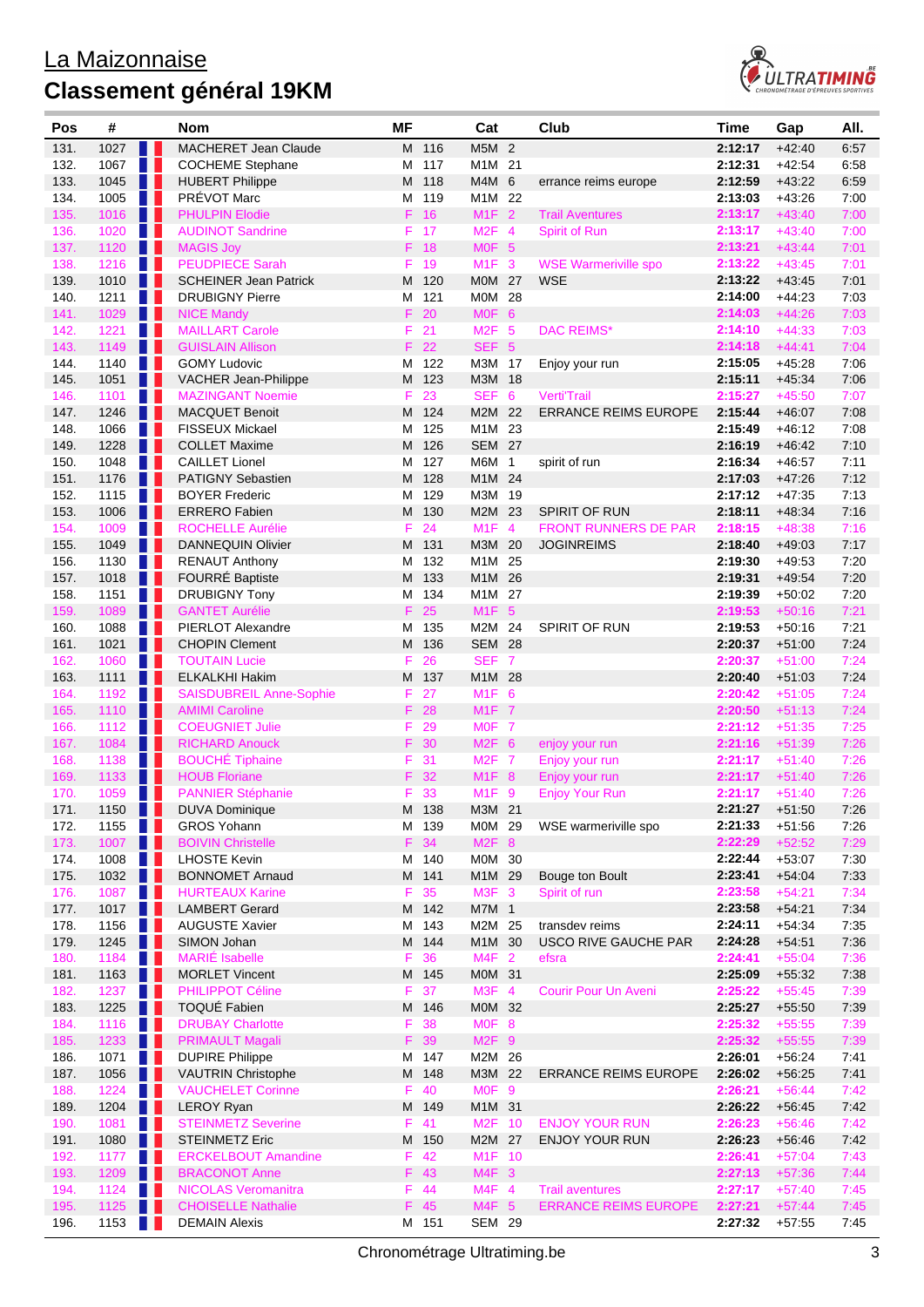# La Maizonnaise

## Classement général 19KM

| Pos | # | | Nom | MF | | Cat | | Club | Time | Gap | All. |
|---|---|---|---|---|---|---|---|---|---|---|---|
| 131. | 1027 | | MACHERET Jean Claude | M | 116 | M5M | 2 | | 2:12:17 | +42:40 | 6:57 |
| 132. | 1067 | | COCHEME Stephane | M | 117 | M1M | 21 | | 2:12:31 | +42:54 | 6:58 |
| 133. | 1045 | | HUBERT Philippe | M | 118 | M4M | 6 | errance reims europe | 2:12:59 | +43:22 | 6:59 |
| 134. | 1005 | | PRÉVOT Marc | M | 119 | M1M | 22 | | 2:13:03 | +43:26 | 7:00 |
| 135. | 1016 | | PHULPIN Elodie | F | 16 | M1F | 2 | Trail Aventures | 2:13:17 | +43:40 | 7:00 |
| 136. | 1020 | | AUDINOT Sandrine | F | 17 | M2F | 4 | Spirit of Run | 2:13:17 | +43:40 | 7:00 |
| 137. | 1120 | | MAGIS Joy | F | 18 | M0F | 5 | | 2:13:21 | +43:44 | 7:01 |
| 138. | 1216 | | PEUDPIECE Sarah | F | 19 | M1F | 3 | WSE Warmeriville spo | 2:13:22 | +43:45 | 7:01 |
| 139. | 1010 | | SCHEINER Jean Patrick | M | 120 | M0M | 27 | WSE | 2:13:22 | +43:45 | 7:01 |
| 140. | 1211 | | DRUBIGNY Pierre | M | 121 | M0M | 28 | | 2:14:00 | +44:23 | 7:03 |
| 141. | 1029 | | NICE Mandy | F | 20 | M0F | 6 | | 2:14:03 | +44:26 | 7:03 |
| 142. | 1221 | | MAILLART Carole | F | 21 | M2F | 5 | DAC REIMS* | 2:14:10 | +44:33 | 7:03 |
| 143. | 1149 | | GUISLAIN Allison | F | 22 | SEF | 5 | | 2:14:18 | +44:41 | 7:04 |
| 144. | 1140 | | GOMY Ludovic | M | 122 | M3M | 17 | Enjoy your run | 2:15:05 | +45:28 | 7:06 |
| 145. | 1051 | | VACHER Jean-Philippe | M | 123 | M3M | 18 | | 2:15:11 | +45:34 | 7:06 |
| 146. | 1101 | | MAZINGANT Noemie | F | 23 | SEF | 6 | Verti'Trail | 2:15:27 | +45:50 | 7:07 |
| 147. | 1246 | | MACQUET Benoit | M | 124 | M2M | 22 | ERRANCE REIMS EUROPE | 2:15:44 | +46:07 | 7:08 |
| 148. | 1066 | | FISSEUX Mickael | M | 125 | M1M | 23 | | 2:15:49 | +46:12 | 7:08 |
| 149. | 1228 | | COLLET Maxime | M | 126 | SEM | 27 | | 2:16:19 | +46:42 | 7:10 |
| 150. | 1048 | | CAILLET Lionel | M | 127 | M6M | 1 | spirit of run | 2:16:34 | +46:57 | 7:11 |
| 151. | 1176 | | PATIGNY Sebastien | M | 128 | M1M | 24 | | 2:17:03 | +47:26 | 7:12 |
| 152. | 1115 | | BOYER Frederic | M | 129 | M3M | 19 | | 2:17:12 | +47:35 | 7:13 |
| 153. | 1006 | | ERRERO Fabien | M | 130 | M2M | 23 | SPIRIT OF RUN | 2:18:11 | +48:34 | 7:16 |
| 154. | 1009 | | ROCHELLE Aurélie | F | 24 | M1F | 4 | FRONT RUNNERS DE PAR | 2:18:15 | +48:38 | 7:16 |
| 155. | 1049 | | DANNEQUIN Olivier | M | 131 | M3M | 20 | JOGINREIMS | 2:18:40 | +49:03 | 7:17 |
| 156. | 1130 | | RENAUT Anthony | M | 132 | M1M | 25 | | 2:19:30 | +49:53 | 7:20 |
| 157. | 1018 | | FOURRÉ Baptiste | M | 133 | M1M | 26 | | 2:19:31 | +49:54 | 7:20 |
| 158. | 1151 | | DRUBIGNY Tony | M | 134 | M1M | 27 | | 2:19:39 | +50:02 | 7:20 |
| 159. | 1089 | | GANTET Aurélie | F | 25 | M1F | 5 | | 2:19:53 | +50:16 | 7:21 |
| 160. | 1088 | | PIERLOT Alexandre | M | 135 | M2M | 24 | SPIRIT OF RUN | 2:19:53 | +50:16 | 7:21 |
| 161. | 1021 | | CHOPIN Clement | M | 136 | SEM | 28 | | 2:20:37 | +51:00 | 7:24 |
| 162. | 1060 | | TOUTAIN Lucie | F | 26 | SEF | 7 | | 2:20:37 | +51:00 | 7:24 |
| 163. | 1111 | | ELKALKHI Hakim | M | 137 | M1M | 28 | | 2:20:40 | +51:03 | 7:24 |
| 164. | 1192 | | SAISDUBREIL Anne-Sophie | F | 27 | M1F | 6 | | 2:20:42 | +51:05 | 7:24 |
| 165. | 1110 | | AMIMI Caroline | F | 28 | M1F | 7 | | 2:20:50 | +51:13 | 7:24 |
| 166. | 1112 | | COEUGNIET Julie | F | 29 | M0F | 7 | | 2:21:12 | +51:35 | 7:25 |
| 167. | 1084 | | RICHARD Anouck | F | 30 | M2F | 6 | enjoy your run | 2:21:16 | +51:39 | 7:26 |
| 168. | 1138 | | BOUCHÉ Tiphaine | F | 31 | M2F | 7 | Enjoy your run | 2:21:17 | +51:40 | 7:26 |
| 169. | 1133 | | HOUB Floriane | F | 32 | M1F | 8 | Enjoy your run | 2:21:17 | +51:40 | 7:26 |
| 170. | 1059 | | PANNIER Stéphanie | F | 33 | M1F | 9 | Enjoy Your Run | 2:21:17 | +51:40 | 7:26 |
| 171. | 1150 | | DUVA Dominique | M | 138 | M3M | 21 | | 2:21:27 | +51:50 | 7:26 |
| 172. | 1155 | | GROS Yohann | M | 139 | M0M | 29 | WSE warmeriville spo | 2:21:33 | +51:56 | 7:26 |
| 173. | 1007 | | BOIVIN Christelle | F | 34 | M2F | 8 | | 2:22:29 | +52:52 | 7:29 |
| 174. | 1008 | | LHOSTE Kevin | M | 140 | M0M | 30 | | 2:22:44 | +53:07 | 7:30 |
| 175. | 1032 | | BONNOMET Arnaud | M | 141 | M1M | 29 | Bouge ton Boult | 2:23:41 | +54:04 | 7:33 |
| 176. | 1087 | | HURTEAUX Karine | F | 35 | M3F | 3 | Spirit of run | 2:23:58 | +54:21 | 7:34 |
| 177. | 1017 | | LAMBERT Gerard | M | 142 | M7M | 1 | | 2:23:58 | +54:21 | 7:34 |
| 178. | 1156 | | AUGUSTE Xavier | M | 143 | M2M | 25 | transdev reims | 2:24:11 | +54:34 | 7:35 |
| 179. | 1245 | | SIMON Johan | M | 144 | M1M | 30 | USCO RIVE GAUCHE PAR | 2:24:28 | +54:51 | 7:36 |
| 180. | 1184 | | MARIÉ Isabelle | F | 36 | M4F | 2 | efsra | 2:24:41 | +55:04 | 7:36 |
| 181. | 1163 | | MORLET Vincent | M | 145 | M0M | 31 | | 2:25:09 | +55:32 | 7:38 |
| 182. | 1237 | | PHILIPPOT Céline | F | 37 | M3F | 4 | Courir Pour Un Aveni | 2:25:22 | +55:45 | 7:39 |
| 183. | 1225 | | TOQUÉ Fabien | M | 146 | M0M | 32 | | 2:25:27 | +55:50 | 7:39 |
| 184. | 1116 | | DRUBAY Charlotte | F | 38 | M0F | 8 | | 2:25:32 | +55:55 | 7:39 |
| 185. | 1233 | | PRIMAULT Magali | F | 39 | M2F | 9 | | 2:25:32 | +55:55 | 7:39 |
| 186. | 1071 | | DUPIRE Philippe | M | 147 | M2M | 26 | | 2:26:01 | +56:24 | 7:41 |
| 187. | 1056 | | VAUTRIN Christophe | M | 148 | M3M | 22 | ERRANCE REIMS EUROPE | 2:26:02 | +56:25 | 7:41 |
| 188. | 1224 | | VAUCHELET Corinne | F | 40 | M0F | 9 | | 2:26:21 | +56:44 | 7:42 |
| 189. | 1204 | | LEROY Ryan | M | 149 | M1M | 31 | | 2:26:22 | +56:45 | 7:42 |
| 190. | 1081 | | STEINMETZ Severine | F | 41 | M2F | 10 | ENJOY YOUR RUN | 2:26:23 | +56:46 | 7:42 |
| 191. | 1080 | | STEINMETZ Eric | M | 150 | M2M | 27 | ENJOY YOUR RUN | 2:26:23 | +56:46 | 7:42 |
| 192. | 1177 | | ERCKELBOUT Amandine | F | 42 | M1F | 10 | | 2:26:41 | +57:04 | 7:43 |
| 193. | 1209 | | BRACONOT Anne | F | 43 | M4F | 3 | | 2:27:13 | +57:36 | 7:44 |
| 194. | 1124 | | NICOLAS Veromanitra | F | 44 | M4F | 4 | Trail aventures | 2:27:17 | +57:40 | 7:45 |
| 195. | 1125 | | CHOISELLE Nathalie | F | 45 | M4F | 5 | ERRANCE REIMS EUROPE | 2:27:21 | +57:44 | 7:45 |
| 196. | 1153 | | DEMAIN Alexis | M | 151 | SEM | 29 | | 2:27:32 | +57:55 | 7:45 |

Chronométrage Ultratiming.be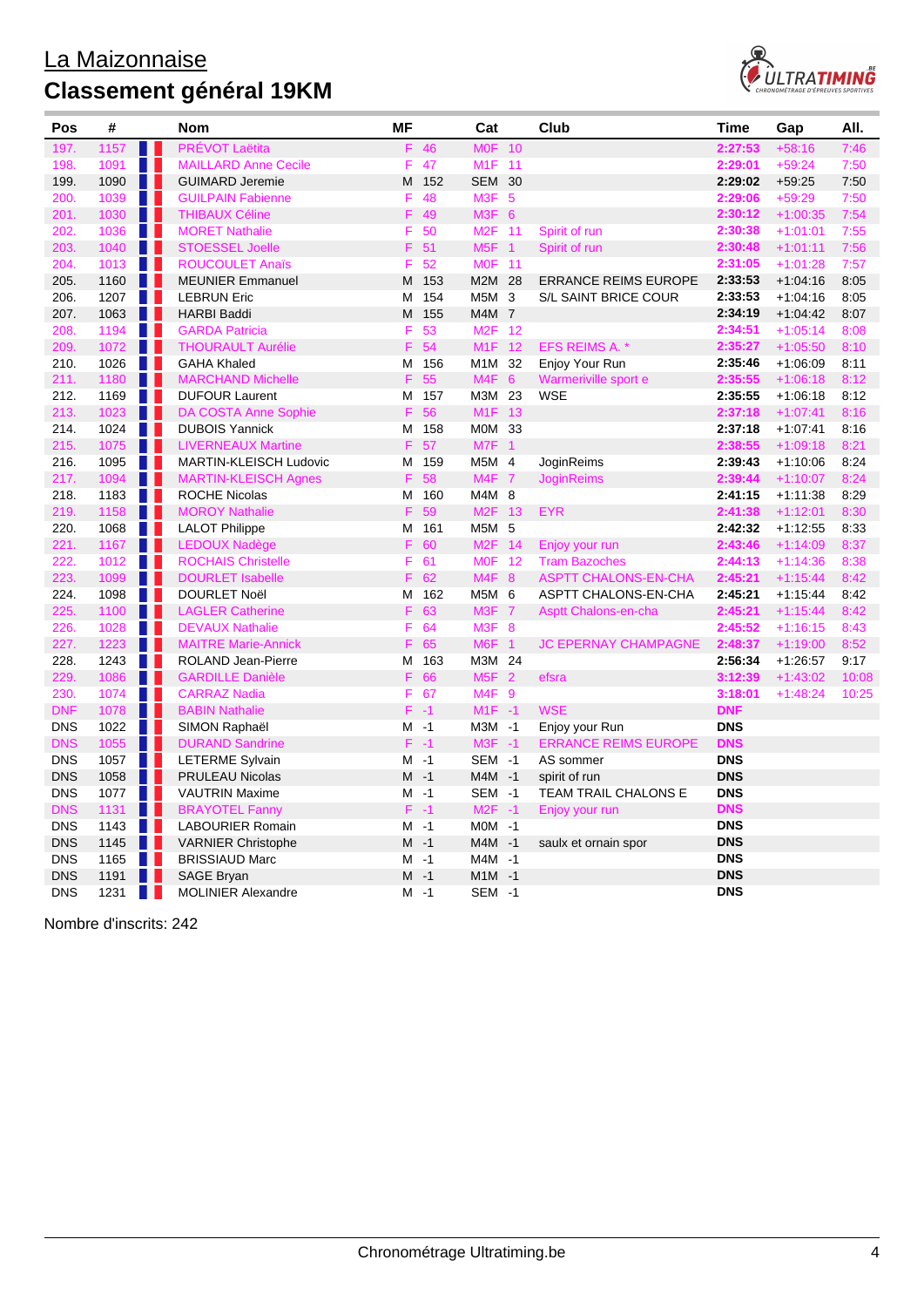# La Maizonnaise

## Classement général 19KM

| Pos | # | | Nom | MF | | Cat | | Club | Time | Gap | All. |
|---|---|---|---|---|---|---|---|---|---|---|---|
| 197. | 1157 | | PRÉVOT Laëtita | F | 46 | M0F | 10 | | 2:27:53 | +58:16 | 7:46 |
| 198. | 1091 | | MAILLARD Anne Cecile | F | 47 | M1F | 11 | | 2:29:01 | +59:24 | 7:50 |
| 199. | 1090 | | GUIMARD Jeremie | M | 152 | SEM | 30 | | 2:29:02 | +59:25 | 7:50 |
| 200. | 1039 | | GUILPAIN Fabienne | F | 48 | M3F | 5 | | 2:29:06 | +59:29 | 7:50 |
| 201. | 1030 | | THIBAUX Céline | F | 49 | M3F | 6 | | 2:30:12 | +1:00:35 | 7:54 |
| 202. | 1036 | | MORET Nathalie | F | 50 | M2F | 11 | Spirit of run | 2:30:38 | +1:01:01 | 7:55 |
| 203. | 1040 | | STOESSEL Joelle | F | 51 | M5F | 1 | Spirit of run | 2:30:48 | +1:01:11 | 7:56 |
| 204. | 1013 | | ROUCOULET Anaïs | F | 52 | M0F | 11 | | 2:31:05 | +1:01:28 | 7:57 |
| 205. | 1160 | | MEUNIER Emmanuel | M | 153 | M2M | 28 | ERRANCE REIMS EUROPE | 2:33:53 | +1:04:16 | 8:05 |
| 206. | 1207 | | LEBRUN Eric | M | 154 | M5M | 3 | S/L SAINT BRICE COUR | 2:33:53 | +1:04:16 | 8:05 |
| 207. | 1063 | | HARBI Baddi | M | 155 | M4M | 7 | | 2:34:19 | +1:04:42 | 8:07 |
| 208. | 1194 | | GARDA Patricia | F | 53 | M2F | 12 | | 2:34:51 | +1:05:14 | 8:08 |
| 209. | 1072 | | THOURAULT Aurélie | F | 54 | M1F | 12 | EFS REIMS A. * | 2:35:27 | +1:05:50 | 8:10 |
| 210. | 1026 | | GAHA Khaled | M | 156 | M1M | 32 | Enjoy Your Run | 2:35:46 | +1:06:09 | 8:11 |
| 211. | 1180 | | MARCHAND Michelle | F | 55 | M4F | 6 | Warmeriville sport e | 2:35:55 | +1:06:18 | 8:12 |
| 212. | 1169 | | DUFOUR Laurent | M | 157 | M3M | 23 | WSE | 2:35:55 | +1:06:18 | 8:12 |
| 213. | 1023 | | DA COSTA Anne Sophie | F | 56 | M1F | 13 | | 2:37:18 | +1:07:41 | 8:16 |
| 214. | 1024 | | DUBOIS Yannick | M | 158 | M0M | 33 | | 2:37:18 | +1:07:41 | 8:16 |
| 215. | 1075 | | LIVERNEAUX Martine | F | 57 | M7F | 1 | | 2:38:55 | +1:09:18 | 8:21 |
| 216. | 1095 | | MARTIN-KLEISCH Ludovic | M | 159 | M5M | 4 | JoginReims | 2:39:43 | +1:10:06 | 8:24 |
| 217. | 1094 | | MARTIN-KLEISCH Agnes | F | 58 | M4F | 7 | JoginReims | 2:39:44 | +1:10:07 | 8:24 |
| 218. | 1183 | | ROCHE Nicolas | M | 160 | M4M | 8 | | 2:41:15 | +1:11:38 | 8:29 |
| 219. | 1158 | | MOROY Nathalie | F | 59 | M2F | 13 | EYR | 2:41:38 | +1:12:01 | 8:30 |
| 220. | 1068 | | LALOT Philippe | M | 161 | M5M | 5 | | 2:42:32 | +1:12:55 | 8:33 |
| 221. | 1167 | | LEDOUX Nadège | F | 60 | M2F | 14 | Enjoy your run | 2:43:46 | +1:14:09 | 8:37 |
| 222. | 1012 | | ROCHAIS Christelle | F | 61 | M0F | 12 | Tram Bazoches | 2:44:13 | +1:14:36 | 8:38 |
| 223. | 1099 | | DOURLET Isabelle | F | 62 | M4F | 8 | ASPTT CHALONS-EN-CHA | 2:45:21 | +1:15:44 | 8:42 |
| 224. | 1098 | | DOURLET Noël | M | 162 | M5M | 6 | ASPTT CHALONS-EN-CHA | 2:45:21 | +1:15:44 | 8:42 |
| 225. | 1100 | | LAGLER Catherine | F | 63 | M3F | 7 | Asptt Chalons-en-cha | 2:45:21 | +1:15:44 | 8:42 |
| 226. | 1028 | | DEVAUX Nathalie | F | 64 | M3F | 8 | | 2:45:52 | +1:16:15 | 8:43 |
| 227. | 1223 | | MAITRE Marie-Annick | F | 65 | M6F | 1 | JC EPERNAY CHAMPAGNE | 2:48:37 | +1:19:00 | 8:52 |
| 228. | 1243 | | ROLAND Jean-Pierre | M | 163 | M3M | 24 | | 2:56:34 | +1:26:57 | 9:17 |
| 229. | 1086 | | GARDILLE Danièle | F | 66 | M5F | 2 | efsra | 3:12:39 | +1:43:02 | 10:08 |
| 230. | 1074 | | CARRAZ Nadia | F | 67 | M4F | 9 | | 3:18:01 | +1:48:24 | 10:25 |
| DNF | 1078 | | BABIN Nathalie | F | -1 | M1F | -1 | WSE | DNF | | |
| DNS | 1022 | | SIMON Raphaël | M | -1 | M3M | -1 | Enjoy your Run | DNS | | |
| DNS | 1055 | | DURAND Sandrine | F | -1 | M3F | -1 | ERRANCE REIMS EUROPE | DNS | | |
| DNS | 1057 | | LETERME Sylvain | M | -1 | SEM | -1 | AS sommer | DNS | | |
| DNS | 1058 | | PRULEAU Nicolas | M | -1 | M4M | -1 | spirit of run | DNS | | |
| DNS | 1077 | | VAUTRIN Maxime | M | -1 | SEM | -1 | TEAM TRAIL CHALONS E | DNS | | |
| DNS | 1131 | | BRAYOTEL Fanny | F | -1 | M2F | -1 | Enjoy your run | DNS | | |
| DNS | 1143 | | LABOURIER Romain | M | -1 | M0M | -1 | | DNS | | |
| DNS | 1145 | | VARNIER Christophe | M | -1 | M4M | -1 | saulx et ornain spor | DNS | | |
| DNS | 1165 | | BRISSIAUD Marc | M | -1 | M4M | -1 | | DNS | | |
| DNS | 1191 | | SAGE Bryan | M | -1 | M1M | -1 | | DNS | | |
| DNS | 1231 | | MOLINIER Alexandre | M | -1 | SEM | -1 | | DNS | | |

Nombre d'inscrits: 242